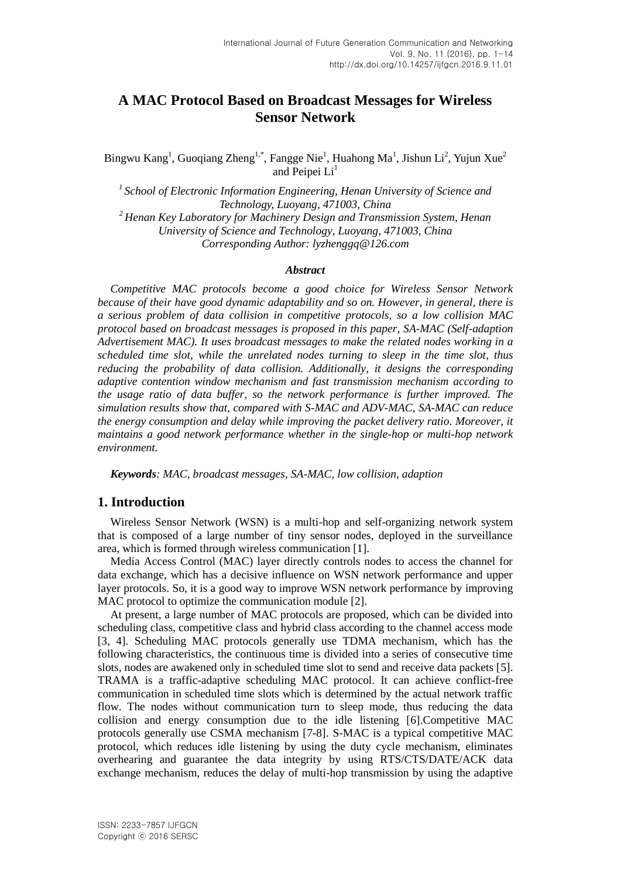# A MAC Protocol Based on Broadcast Messages for Wireless Sensor Network

Bingwu Kang[1], Guoqiang Zheng[1,*], Fangge Nie[1], Huahong Ma[1], Jishun Li[2], Yujun Xue[2] and Peipei Li[1]

[1] *School of Electronic Information Engineering, Henan University of Science and Technology, Luoyang, 471003, China*
[2] *Henan Key Laboratory for Machinery Design and Transmission System, Henan University of Science and Technology, Luoyang, 471003, China*
*Corresponding Author: lyzhenggq@126.com*

### *Abstract*

*Competitive MAC protocols become a good choice for Wireless Sensor Network because of their have good dynamic adaptability and so on. However, in general, there is a serious problem of data collision in competitive protocols, so a low collision MAC protocol based on broadcast messages is proposed in this paper, SA-MAC (Self-adaption Advertisement MAC). It uses broadcast messages to make the related nodes working in a scheduled time slot, while the unrelated nodes turning to sleep in the time slot, thus reducing the probability of data collision. Additionally, it designs the corresponding adaptive contention window mechanism and fast transmission mechanism according to the usage ratio of data buffer, so the network performance is further improved. The simulation results show that, compared with S-MAC and ADV-MAC, SA-MAC can reduce the energy consumption and delay while improving the packet delivery ratio. Moreover, it maintains a good network performance whether in the single-hop or multi-hop network environment.*

***Keywords****: MAC, broadcast messages, SA-MAC, low collision, adaption*

## 1. Introduction

Wireless Sensor Network (WSN) is a multi-hop and self-organizing network system that is composed of a large number of tiny sensor nodes, deployed in the surveillance area, which is formed through wireless communication [1].

Media Access Control (MAC) layer directly controls nodes to access the channel for data exchange, which has a decisive influence on WSN network performance and upper layer protocols. So, it is a good way to improve WSN network performance by improving MAC protocol to optimize the communication module [2].

At present, a large number of MAC protocols are proposed, which can be divided into scheduling class, competitive class and hybrid class according to the channel access mode [3, 4]. Scheduling MAC protocols generally use TDMA mechanism, which has the following characteristics, the continuous time is divided into a series of consecutive time slots, nodes are awakened only in scheduled time slot to send and receive data packets [5]. TRAMA is a traffic-adaptive scheduling MAC protocol. It can achieve conflict-free communication in scheduled time slots which is determined by the actual network traffic flow. The nodes without communication turn to sleep mode, thus reducing the data collision and energy consumption due to the idle listening [6].Competitive MAC protocols generally use CSMA mechanism [7-8]. S-MAC is a typical competitive MAC protocol, which reduces idle listening by using the duty cycle mechanism, eliminates overhearing and guarantee the data integrity by using RTS/CTS/DATE/ACK data exchange mechanism, reduces the delay of multi-hop transmission by using the adaptive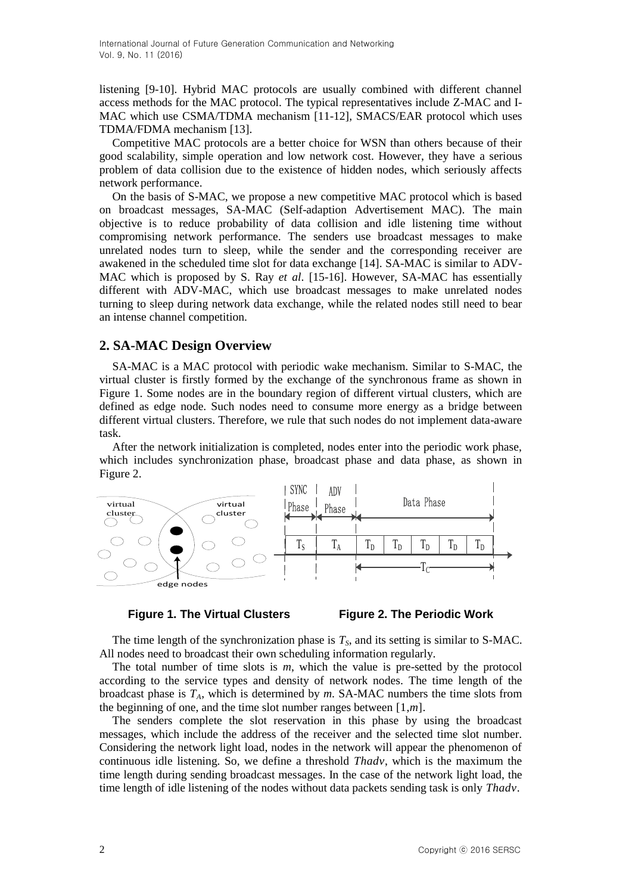listening [9-10]. Hybrid MAC protocols are usually combined with different channel access methods for the MAC protocol. The typical representatives include Z-MAC and I-MAC which use CSMA/TDMA mechanism [11-12], SMACS/EAR protocol which uses TDMA/FDMA mechanism [13].

Competitive MAC protocols are a better choice for WSN than others because of their good scalability, simple operation and low network cost. However, they have a serious problem of data collision due to the existence of hidden nodes, which seriously affects network performance.

On the basis of S-MAC, we propose a new competitive MAC protocol which is based on broadcast messages, SA-MAC (Self-adaption Advertisement MAC). The main objective is to reduce probability of data collision and idle listening time without compromising network performance. The senders use broadcast messages to make unrelated nodes turn to sleep, while the sender and the corresponding receiver are awakened in the scheduled time slot for data exchange [14]. SA-MAC is similar to ADV-MAC which is proposed by S. Ray *et al*. [15-16]. However, SA-MAC has essentially different with ADV-MAC, which use broadcast messages to make unrelated nodes turning to sleep during network data exchange, while the related nodes still need to bear an intense channel competition.

## 2. SA-MAC Design Overview

SA-MAC is a MAC protocol with periodic wake mechanism. Similar to S-MAC, the virtual cluster is firstly formed by the exchange of the synchronous frame as shown in Figure 1. Some nodes are in the boundary region of different virtual clusters, which are defined as edge node. Such nodes need to consume more energy as a bridge between different virtual clusters. Therefore, we rule that such nodes do not implement data-aware task.

After the network initialization is completed, nodes enter into the periodic work phase, which includes synchronization phase, broadcast phase and data phase, as shown in Figure 2.

**Figure 1. The Virtual Clusters** **Figure 2. The Periodic Work**

The time length of the synchronization phase is $T_S$, and its setting is similar to S-MAC. All nodes need to broadcast their own scheduling information regularly.

The total number of time slots is $m$, which the value is pre-setted by the protocol according to the service types and density of network nodes. The time length of the broadcast phase is $T_A$, which is determined by $m$. SA-MAC numbers the time slots from the beginning of one, and the time slot number ranges between $[1,m]$.

The senders complete the slot reservation in this phase by using the broadcast messages, which include the address of the receiver and the selected time slot number. Considering the network light load, nodes in the network will appear the phenomenon of continuous idle listening. So, we define a threshold $Thadv$, which is the maximum the time length during sending broadcast messages. In the case of the network light load, the time length of idle listening of the nodes without data packets sending task is only $Thadv$.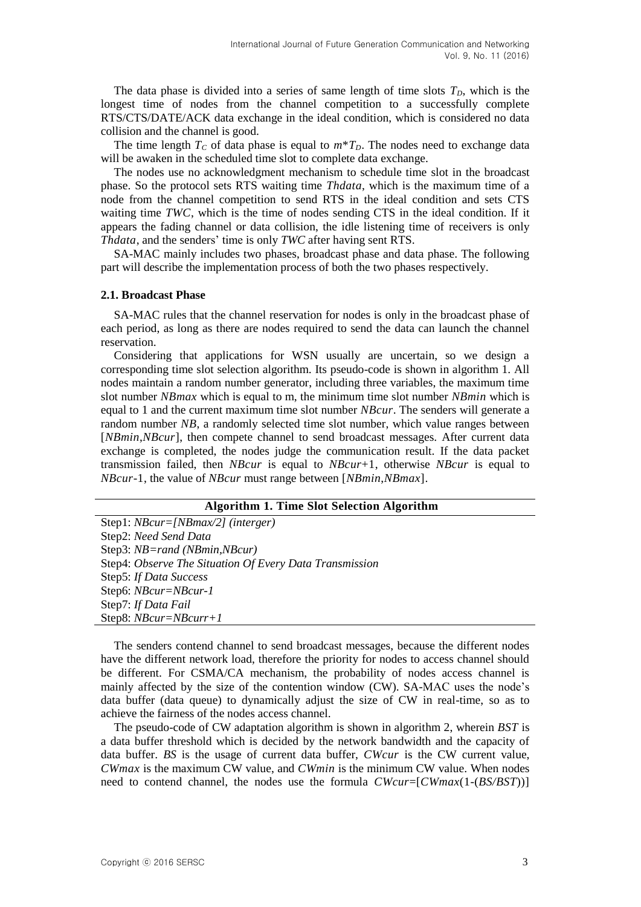The data phase is divided into a series of same length of time slots $T_D$, which is the longest time of nodes from the channel competition to a successfully complete RTS/CTS/DATE/ACK data exchange in the ideal condition, which is considered no data collision and the channel is good.

The time length $T_C$ of data phase is equal to $m*T_D$. The nodes need to exchange data will be awaken in the scheduled time slot to complete data exchange.

The nodes use no acknowledgment mechanism to schedule time slot in the broadcast phase. So the protocol sets RTS waiting time *Thdata*, which is the maximum time of a node from the channel competition to send RTS in the ideal condition and sets CTS waiting time *TWC*, which is the time of nodes sending CTS in the ideal condition. If it appears the fading channel or data collision, the idle listening time of receivers is only *Thdata*, and the senders' time is only *TWC* after having sent RTS.

SA-MAC mainly includes two phases, broadcast phase and data phase. The following part will describe the implementation process of both the two phases respectively.

### 2.1. Broadcast Phase

SA-MAC rules that the channel reservation for nodes is only in the broadcast phase of each period, as long as there are nodes required to send the data can launch the channel reservation.

Considering that applications for WSN usually are uncertain, so we design a corresponding time slot selection algorithm. Its pseudo-code is shown in algorithm 1. All nodes maintain a random number generator, including three variables, the maximum time slot number *NBmax* which is equal to m, the minimum time slot number *NBmin* which is equal to 1 and the current maximum time slot number *NBcur*. The senders will generate a random number *NB*, a randomly selected time slot number, which value ranges between [*NBmin*,*NBcur*], then compete channel to send broadcast messages. After current data exchange is completed, the nodes judge the communication result. If the data packet transmission failed, then *NBcur* is equal to *NBcur*+1, otherwise *NBcur* is equal to *NBcur*-1, the value of *NBcur* must range between [*NBmin*,*NBmax*].

**Algorithm 1. Time Slot Selection Algorithm**

```
Step1: NBcur=[NBmax/2] (interger)
Step2: Need Send Data
Step3: NB=rand (NBmin,NBcur)
Step4: Observe The Situation Of Every Data Transmission
Step5: If Data Success
Step6: NBcur=NBcur-1
Step7: If Data Fail
Step8: NBcur=NBcurr+1
```

The senders contend channel to send broadcast messages, because the different nodes have the different network load, therefore the priority for nodes to access channel should be different. For CSMA/CA mechanism, the probability of nodes access channel is mainly affected by the size of the contention window (CW). SA-MAC uses the node's data buffer (data queue) to dynamically adjust the size of CW in real-time, so as to achieve the fairness of the nodes access channel.

The pseudo-code of CW adaptation algorithm is shown in algorithm 2, wherein *BST* is a data buffer threshold which is decided by the network bandwidth and the capacity of data buffer. *BS* is the usage of current data buffer, *CWcur* is the CW current value, *CWmax* is the maximum CW value, and *CWmin* is the minimum CW value. When nodes need to contend channel, the nodes use the formula *CWcur*=[*CWmax*(1-(*BS/BST*))]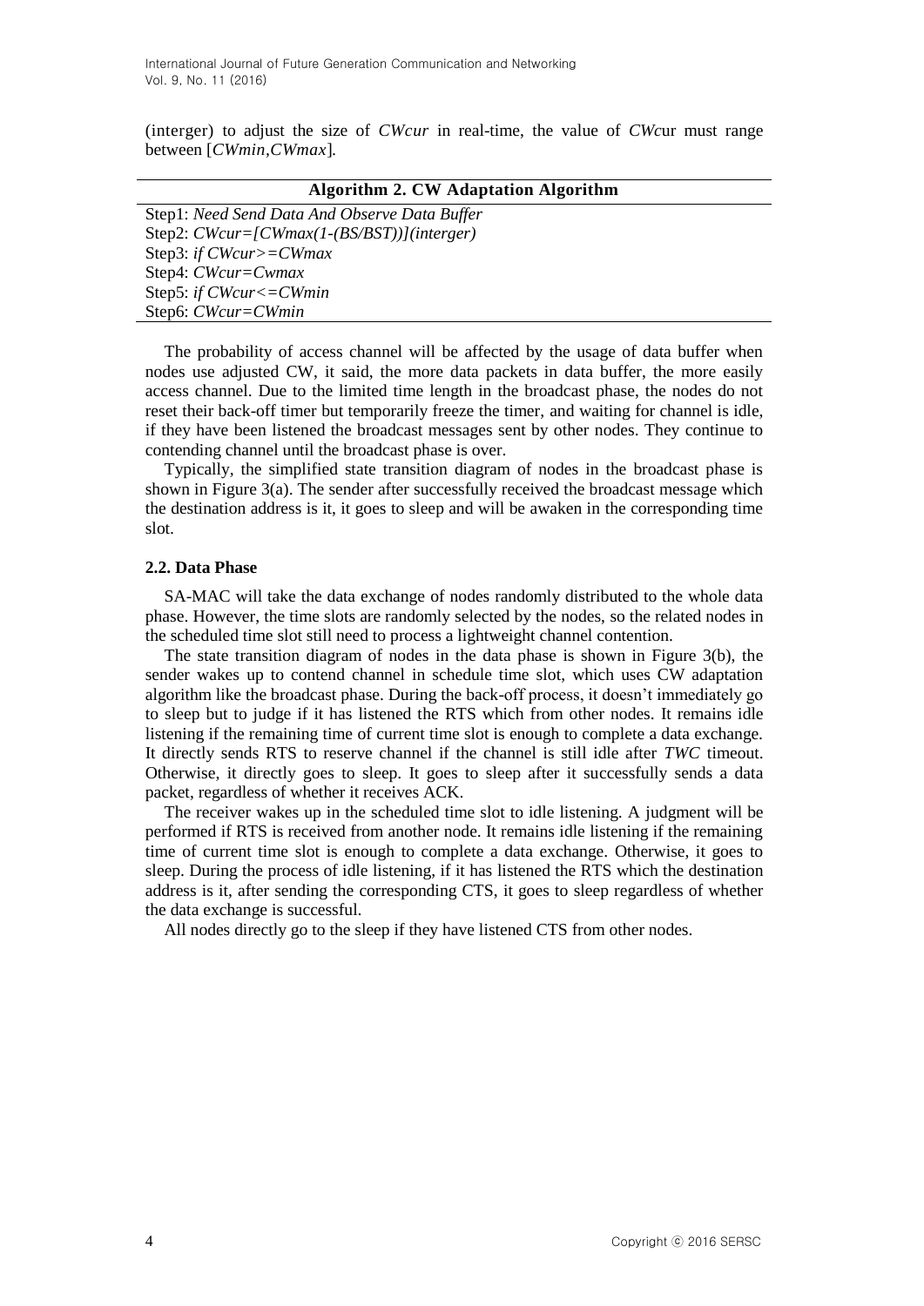(interger) to adjust the size of *CWcur* in real-time, the value of *CWc*ur must range between [*CWmin*,*CWmax*].

| **Algorithm 2. CW Adaptation Algorithm** |
|---|
| Step1: *Need Send Data And Observe Data Buffer* |
| Step2: *CWcur=[CWmax(1-(BS/BST))](interger)* |
| Step3: *if CWcur>=CWmax* |
| Step4: *CWcur=Cwmax* |
| Step5: *if CWcur<=CWmin* |
| Step6: *CWcur=CWmin* |

The probability of access channel will be affected by the usage of data buffer when nodes use adjusted CW, it said, the more data packets in data buffer, the more easily access channel. Due to the limited time length in the broadcast phase, the nodes do not reset their back-off timer but temporarily freeze the timer, and waiting for channel is idle, if they have been listened the broadcast messages sent by other nodes. They continue to contending channel until the broadcast phase is over.

Typically, the simplified state transition diagram of nodes in the broadcast phase is shown in Figure 3(a). The sender after successfully received the broadcast message which the destination address is it, it goes to sleep and will be awaken in the corresponding time slot.

### 2.2. Data Phase

SA-MAC will take the data exchange of nodes randomly distributed to the whole data phase. However, the time slots are randomly selected by the nodes, so the related nodes in the scheduled time slot still need to process a lightweight channel contention.

The state transition diagram of nodes in the data phase is shown in Figure 3(b), the sender wakes up to contend channel in schedule time slot, which uses CW adaptation algorithm like the broadcast phase. During the back-off process, it doesn't immediately go to sleep but to judge if it has listened the RTS which from other nodes. It remains idle listening if the remaining time of current time slot is enough to complete a data exchange. It directly sends RTS to reserve channel if the channel is still idle after *TWC* timeout. Otherwise, it directly goes to sleep. It goes to sleep after it successfully sends a data packet, regardless of whether it receives ACK.

The receiver wakes up in the scheduled time slot to idle listening. A judgment will be performed if RTS is received from another node. It remains idle listening if the remaining time of current time slot is enough to complete a data exchange. Otherwise, it goes to sleep. During the process of idle listening, if it has listened the RTS which the destination address is it, after sending the corresponding CTS, it goes to sleep regardless of whether the data exchange is successful.

All nodes directly go to the sleep if they have listened CTS from other nodes.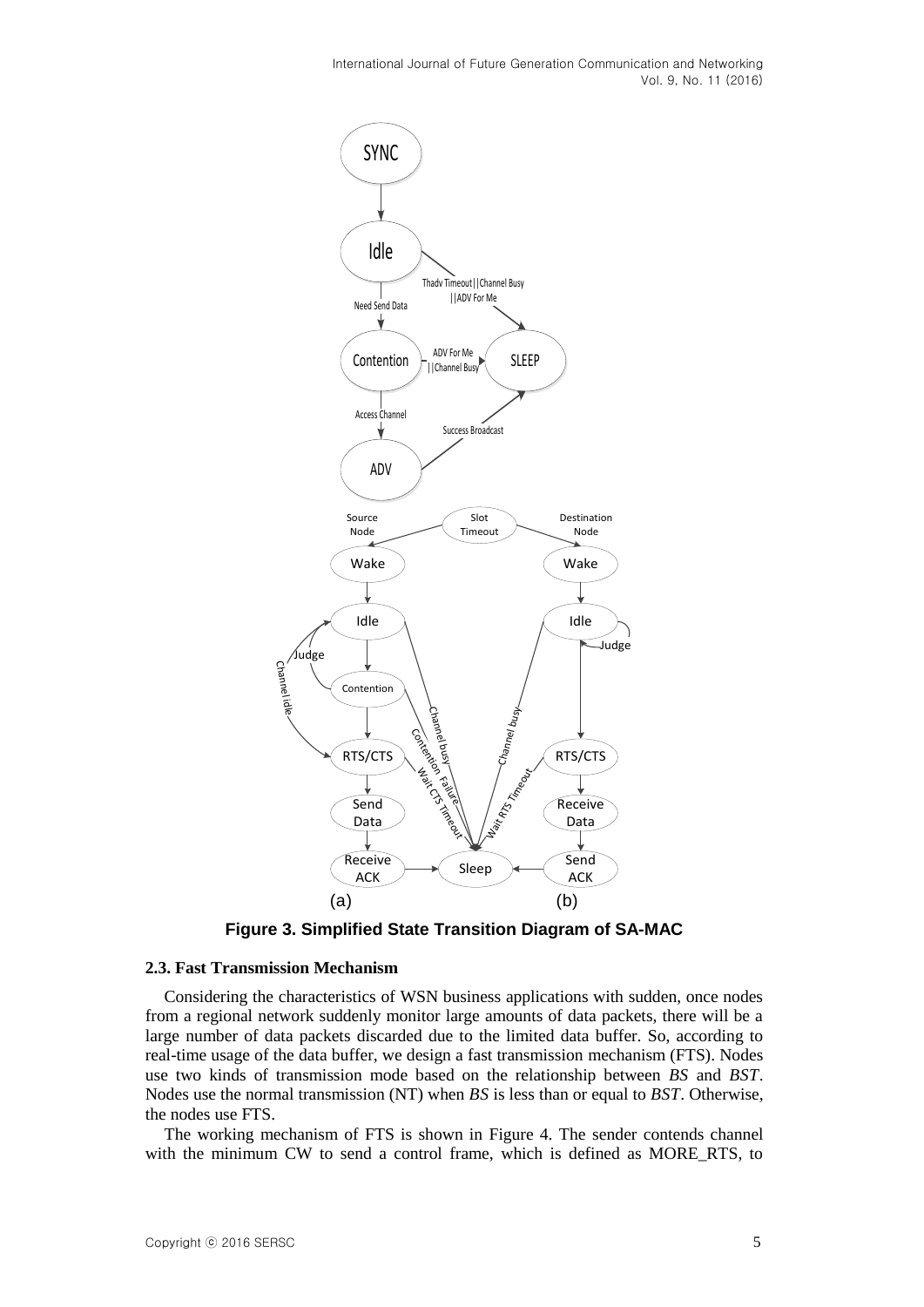**Figure 3. Simplified State Transition Diagram of SA-MAC**

### 2.3. Fast Transmission Mechanism

Considering the characteristics of WSN business applications with sudden, once nodes from a regional network suddenly monitor large amounts of data packets, there will be a large number of data packets discarded due to the limited data buffer. So, according to real-time usage of the data buffer, we design a fast transmission mechanism (FTS). Nodes use two kinds of transmission mode based on the relationship between *BS* and *BST*. Nodes use the normal transmission (NT) when *BS* is less than or equal to *BST*. Otherwise, the nodes use FTS.

The working mechanism of FTS is shown in Figure 4. The sender contends channel with the minimum CW to send a control frame, which is defined as MORE_RTS, to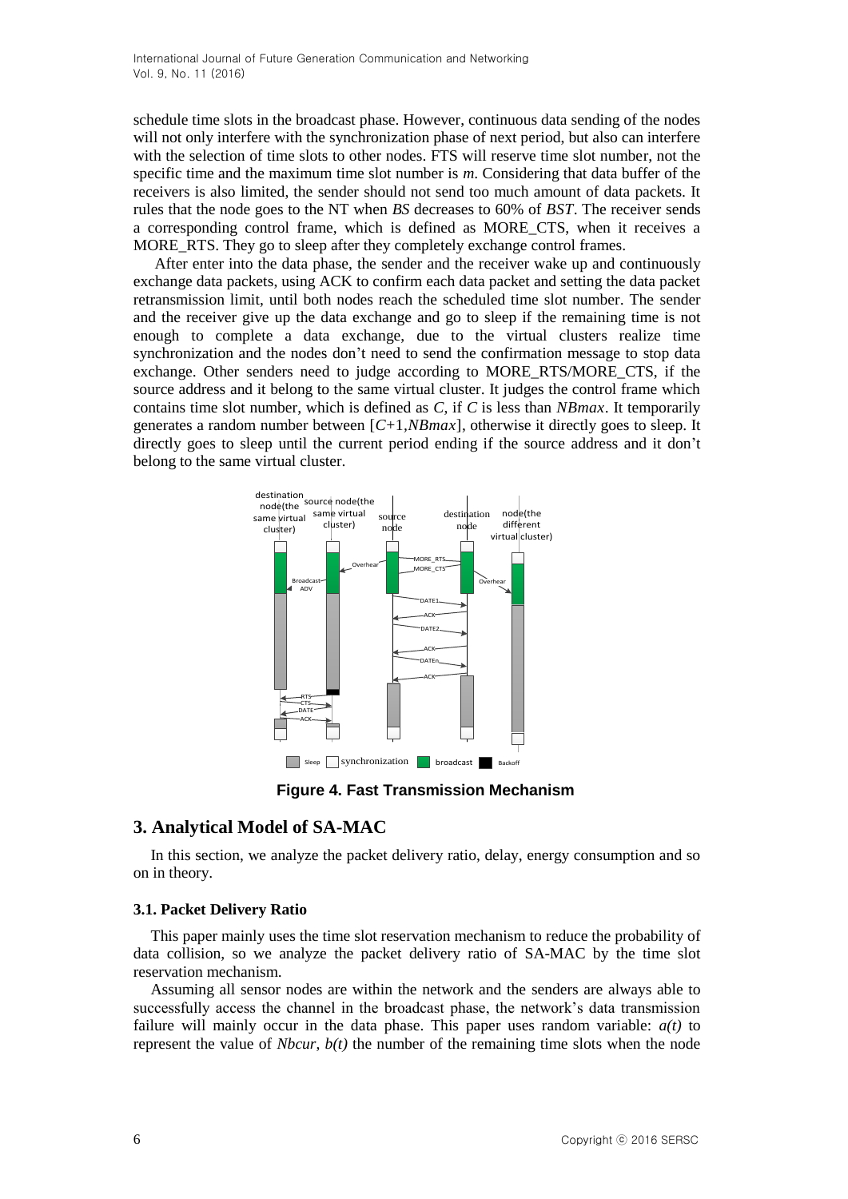schedule time slots in the broadcast phase. However, continuous data sending of the nodes will not only interfere with the synchronization phase of next period, but also can interfere with the selection of time slots to other nodes. FTS will reserve time slot number, not the specific time and the maximum time slot number is $m$. Considering that data buffer of the receivers is also limited, the sender should not send too much amount of data packets. It rules that the node goes to the NT when $BS$ decreases to 60% of $BST$. The receiver sends a corresponding control frame, which is defined as MORE_CTS, when it receives a MORE_RTS. They go to sleep after they completely exchange control frames.

After enter into the data phase, the sender and the receiver wake up and continuously exchange data packets, using ACK to confirm each data packet and setting the data packet retransmission limit, until both nodes reach the scheduled time slot number. The sender and the receiver give up the data exchange and go to sleep if the remaining time is not enough to complete a data exchange, due to the virtual clusters realize time synchronization and the nodes don't need to send the confirmation message to stop data exchange. Other senders need to judge according to MORE_RTS/MORE_CTS, if the source address and it belong to the same virtual cluster. It judges the control frame which contains time slot number, which is defined as $C$, if $C$ is less than $NBmax$. It temporarily generates a random number between $[C+1, NBmax]$, otherwise it directly goes to sleep. It directly goes to sleep until the current period ending if the source address and it don't belong to the same virtual cluster.

**Figure 4. Fast Transmission Mechanism**

## 3. Analytical Model of SA-MAC

In this section, we analyze the packet delivery ratio, delay, energy consumption and so on in theory.

### 3.1. Packet Delivery Ratio

This paper mainly uses the time slot reservation mechanism to reduce the probability of data collision, so we analyze the packet delivery ratio of SA-MAC by the time slot reservation mechanism.

Assuming all sensor nodes are within the network and the senders are always able to successfully access the channel in the broadcast phase, the network's data transmission failure will mainly occur in the data phase. This paper uses random variable: $a(t)$ to represent the value of $Nbcur$, $b(t)$ the number of the remaining time slots when the node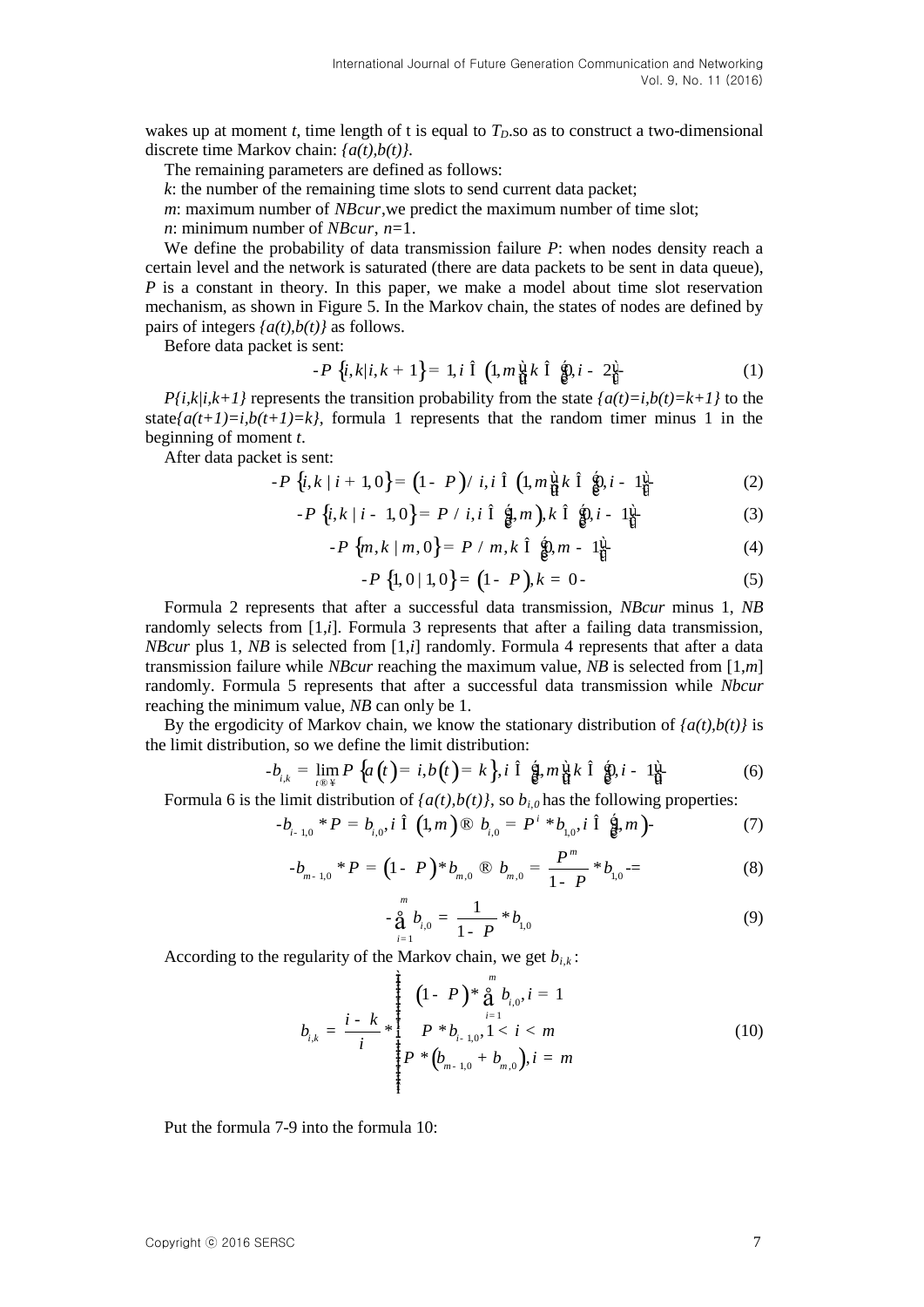wakes up at moment *t*, time length of t is equal to $T_D$.so as to construct a two-dimensional discrete time Markov chain: *{a(t),b(t)}*.

The remaining parameters are defined as follows:

*k*: the number of the remaining time slots to send current data packet;

*m*: maximum number of *NBcur*,we predict the maximum number of time slot;

*n*: minimum number of *NBcur*, *n*=1.

We define the probability of data transmission failure *P*: when nodes density reach a certain level and the network is saturated (there are data packets to be sent in data queue), *P* is a constant in theory. In this paper, we make a model about time slot reservation mechanism, as shown in Figure 5. In the Markov chain, the states of nodes are defined by pairs of integers *{a(t),b(t)}* as follows.

Before data packet is sent:

$$P\{i,k|i,k+1\}=1, i\in(1,m], k\in[0,i-2] \tag{1}$$

*P{i,k|i,k+1}* represents the transition probability from the state *{a(t)=i,b(t)=k+1}* to the state*{a(t+1)=i,b(t+1)=k}*, formula 1 represents that the random timer minus 1 in the beginning of moment *t*.

After data packet is sent:

$$P\{i,k\mid i+1,0\}=(1-P)/i, i\in(1,m], k\in[0,i-1] \tag{2}$$

$$P\{i,k\mid i-1,0\}=P/i, i\in[1,m), k\in[0,i-1] \tag{3}$$

$$P\{m,k\mid m,0\}=P/m, k\in[0,m-1] \tag{4}$$

$$P\{1,0\mid 1,0\}=(1-P), k=0 \tag{5}$$

Formula 2 represents that after a successful data transmission, *NBcur* minus 1, *NB* randomly selects from [1,*i*]. Formula 3 represents that after a failing data transmission, *NBcur* plus 1, *NB* is selected from [1,*i*] randomly. Formula 4 represents that after a data transmission failure while *NBcur* reaching the maximum value, *NB* is selected from [1,*m*] randomly. Formula 5 represents that after a successful data transmission while *Nbcur* reaching the minimum value, *NB* can only be 1.

By the ergodicity of Markov chain, we know the stationary distribution of *{a(t),b(t)}* is the limit distribution, so we define the limit distribution:

$$b_{i,k}=\lim_{t\to\infty}P\{a(t)=i,b(t)=k\}, i\in[1,m], k\in[0,i-1] \tag{6}$$

Formula 6 is the limit distribution of *{a(t),b(t)}*, so $b_{i,0}$ has the following properties:

$$b_{i-1,0}*P=b_{i,0}, i\in(1,m)\rightarrow b_{i,0}=P^{i}*b_{1,0}, i\in[1,m) \tag{7}$$

$$b_{m-1,0}*P=(1-P)*b_{m,0}\rightarrow b_{m,0}=\frac{P^{m}}{1-P}*b_{1,0} \tag{8}$$

$$\sum_{i=1}^{m}b_{i,0}=\frac{1}{1-P}*b_{1,0} \tag{9}$$

According to the regularity of the Markov chain, we get $b_{i,k}$:

$$b_{i,k}=\frac{i-k}{i}*\begin{cases}(1-P)*\sum_{i=1}^{m}b_{i,0}, i=1\\ P*b_{i-1,0}, 1<i<m\\ P*(b_{m-1,0}+b_{m,0}), i=m\end{cases} \tag{10}$$

Put the formula 7-9 into the formula 10: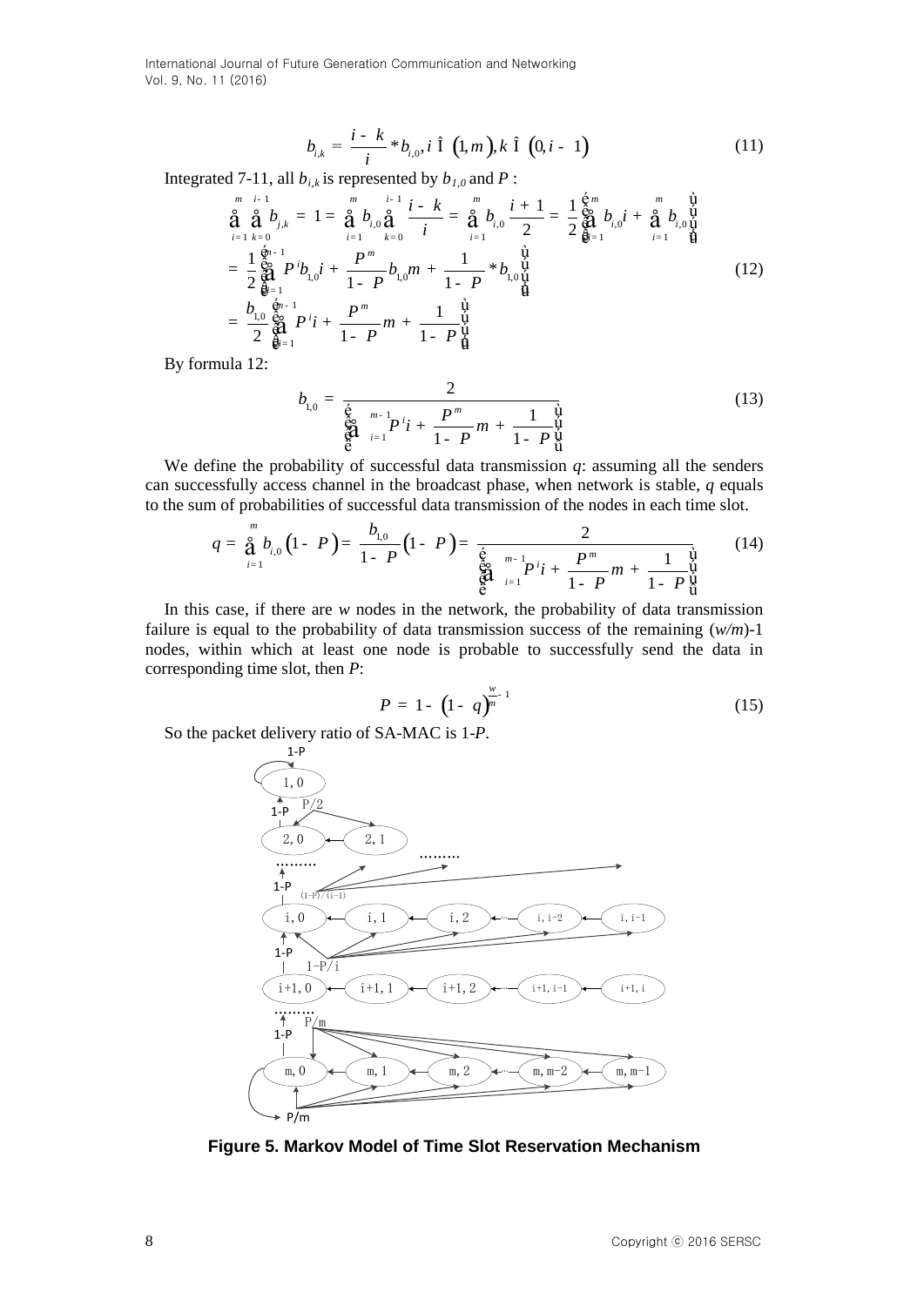$$b_{i,k} = \frac{i-k}{i} * b_{i,0}, i \in (1,m), k \in (0, i-1) \tag{11}$$

Integrated 7-11, all $b_{i,k}$ is represented by $b_{1,0}$ and $P$ :

$$\begin{aligned}
\sum_{i=1}^{m}\sum_{k=0}^{i-1} b_{j,k} &= 1 = \sum_{i=1}^{m} b_{i,0}\sum_{k=0}^{i-1}\frac{i-k}{i} = \sum_{i=1}^{m} b_{i,0}\frac{i+1}{2} = \frac{1}{2}\left[\sum_{i=1}^{m} b_{i,0} i + \sum_{i=1}^{m} b_{i,0}\right] \\
&= \frac{1}{2}\left[\sum_{i=1}^{m-1} P^i b_{1,0} i + \frac{P^m}{1-P} b_{1,0} m + \frac{1}{1-P} * b_{1,0}\right] \\
&= \frac{b_{1,0}}{2}\left[\sum_{i=1}^{m-1} P^i i + \frac{P^m}{1-P} m + \frac{1}{1-P}\right]
\end{aligned} \tag{12}$$

By formula 12:

$$b_{1,0} = \frac{2}{\left[\sum_{i=1}^{m-1} P^i i + \frac{P^m}{1-P} m + \frac{1}{1-P}\right]} \tag{13}$$

We define the probability of successful data transmission $q$: assuming all the senders can successfully access channel in the broadcast phase, when network is stable, $q$ equals to the sum of probabilities of successful data transmission of the nodes in each time slot.

$$q = \sum_{i=1}^{m} b_{i,0}(1-P) = \frac{b_{1,0}}{1-P}(1-P) = \frac{2}{\left[\sum_{i=1}^{m-1} P^i i + \frac{P^m}{1-P} m + \frac{1}{1-P}\right]} \tag{14}$$

In this case, if there are $w$ nodes in the network, the probability of data transmission failure is equal to the probability of data transmission success of the remaining $(w/m)$-1 nodes, within which at least one node is probable to successfully send the data in corresponding time slot, then $P$:

$$P = 1 - (1-q)^{\frac{w}{m}-1} \tag{15}$$

So the packet delivery ratio of SA-MAC is 1-$P$.

**Figure 5. Markov Model of Time Slot Reservation Mechanism**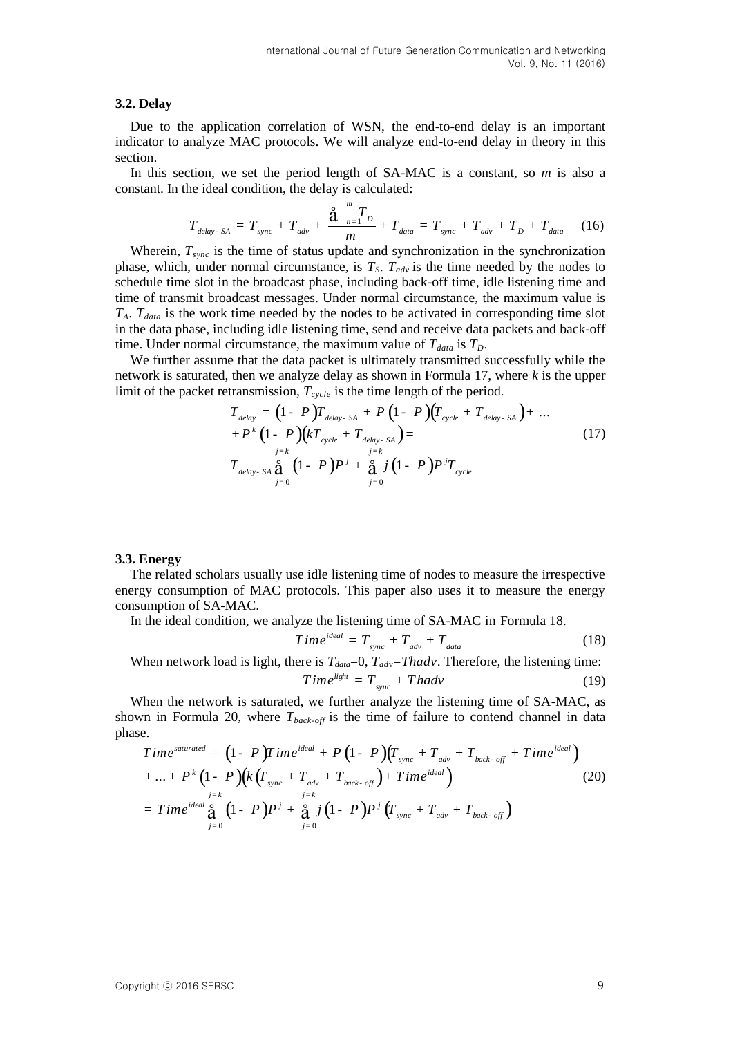### 3.2. Delay

Due to the application correlation of WSN, the end-to-end delay is an important indicator to analyze MAC protocols. We will analyze end-to-end delay in theory in this section.

In this section, we set the period length of SA-MAC is a constant, so $m$ is also a constant. In the ideal condition, the delay is calculated:

$$T_{delay-SA} = T_{sync} + T_{adv} + \frac{\sum_{n=1}^{m} T_D}{m} + T_{data} = T_{sync} + T_{adv} + T_D + T_{data} \quad (16)$$

Wherein, $T_{sync}$ is the time of status update and synchronization in the synchronization phase, which, under normal circumstance, is $T_S$. $T_{adv}$ is the time needed by the nodes to schedule time slot in the broadcast phase, including back-off time, idle listening time and time of transmit broadcast messages. Under normal circumstance, the maximum value is $T_A$. $T_{data}$ is the work time needed by the nodes to be activated in corresponding time slot in the data phase, including idle listening time, send and receive data packets and back-off time. Under normal circumstance, the maximum value of $T_{data}$ is $T_D$.

We further assume that the data packet is ultimately transmitted successfully while the network is saturated, then we analyze delay as shown in Formula 17, where $k$ is the upper limit of the packet retransmission, $T_{cycle}$ is the time length of the period.

$$\begin{aligned} T_{delay} &= (1-P)T_{delay-SA} + P(1-P)(T_{cycle} + T_{delay-SA}) + \ldots \\ &+ P^k(1-P)(kT_{cycle} + T_{delay-SA}) = \\ & T_{delay-SA}\sum_{j=0}^{j=k}(1-P)P^j + \sum_{j=0}^{j=k} j(1-P)P^j T_{cycle} \end{aligned} \quad (17)$$

### 3.3. Energy

The related scholars usually use idle listening time of nodes to measure the irrespective energy consumption of MAC protocols. This paper also uses it to measure the energy consumption of SA-MAC.

In the ideal condition, we analyze the listening time of SA-MAC in Formula 18.

$$Time^{ideal} = T_{sync} + T_{adv} + T_{data} \quad (18)$$

When network load is light, there is $T_{data}$=0, $T_{adv}$=$Thadv$. Therefore, the listening time:

$$Time^{light} = T_{sync} + Thadv \quad (19)$$

When the network is saturated, we further analyze the listening time of SA-MAC, as shown in Formula 20, where $T_{back-off}$ is the time of failure to contend channel in data phase.

$$\begin{aligned} Time^{saturated} &= (1-P)Time^{ideal} + P(1-P)(T_{sync} + T_{adv} + T_{back-off} + Time^{ideal}) \\ &+ \ldots + P^k(1-P)(k(T_{sync} + T_{adv} + T_{back-off}) + Time^{ideal}) \\ &= Time^{ideal}\sum_{j=0}^{j=k}(1-P)P^j + \sum_{j=0}^{j=k} j(1-P)P^j(T_{sync} + T_{adv} + T_{back-off}) \end{aligned} \quad (20)$$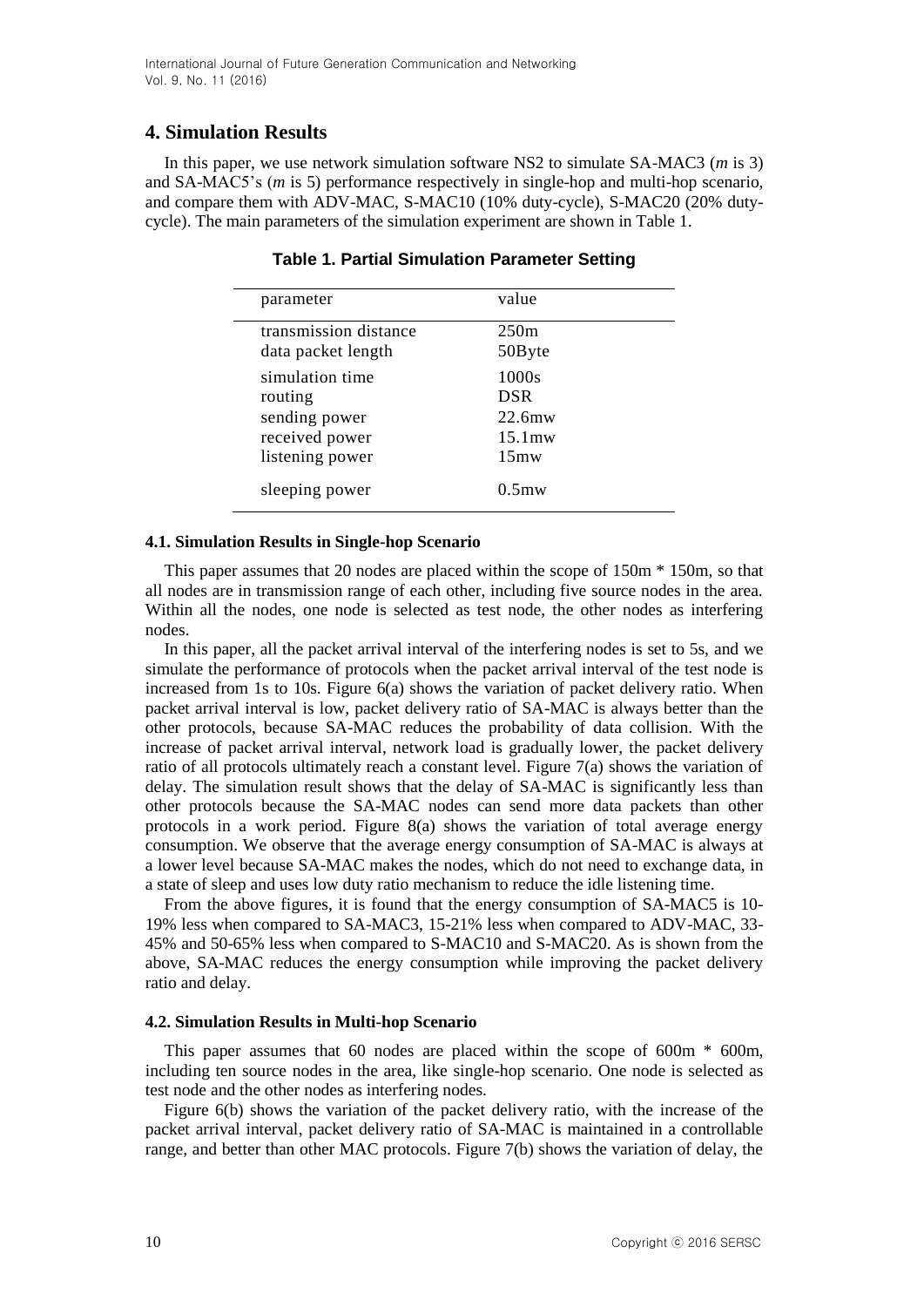## 4. Simulation Results

In this paper, we use network simulation software NS2 to simulate SA-MAC3 (*m* is 3) and SA-MAC5's (*m* is 5) performance respectively in single-hop and multi-hop scenario, and compare them with ADV-MAC, S-MAC10 (10% duty-cycle), S-MAC20 (20% duty-cycle). The main parameters of the simulation experiment are shown in Table 1.

**Table 1. Partial Simulation Parameter Setting**

| parameter | value |
|---|---|
| transmission distance | 250m |
| data packet length | 50Byte |
| simulation time | 1000s |
| routing | DSR |
| sending power | 22.6mw |
| received power | 15.1mw |
| listening power | 15mw |
| sleeping power | 0.5mw |

### 4.1. Simulation Results in Single-hop Scenario

This paper assumes that 20 nodes are placed within the scope of 150m * 150m, so that all nodes are in transmission range of each other, including five source nodes in the area. Within all the nodes, one node is selected as test node, the other nodes as interfering nodes.

In this paper, all the packet arrival interval of the interfering nodes is set to 5s, and we simulate the performance of protocols when the packet arrival interval of the test node is increased from 1s to 10s. Figure 6(a) shows the variation of packet delivery ratio. When packet arrival interval is low, packet delivery ratio of SA-MAC is always better than the other protocols, because SA-MAC reduces the probability of data collision. With the increase of packet arrival interval, network load is gradually lower, the packet delivery ratio of all protocols ultimately reach a constant level. Figure 7(a) shows the variation of delay. The simulation result shows that the delay of SA-MAC is significantly less than other protocols because the SA-MAC nodes can send more data packets than other protocols in a work period. Figure 8(a) shows the variation of total average energy consumption. We observe that the average energy consumption of SA-MAC is always at a lower level because SA-MAC makes the nodes, which do not need to exchange data, in a state of sleep and uses low duty ratio mechanism to reduce the idle listening time.

From the above figures, it is found that the energy consumption of SA-MAC5 is 10-19% less when compared to SA-MAC3, 15-21% less when compared to ADV-MAC, 33-45% and 50-65% less when compared to S-MAC10 and S-MAC20. As is shown from the above, SA-MAC reduces the energy consumption while improving the packet delivery ratio and delay.

### 4.2. Simulation Results in Multi-hop Scenario

This paper assumes that 60 nodes are placed within the scope of 600m * 600m, including ten source nodes in the area, like single-hop scenario. One node is selected as test node and the other nodes as interfering nodes.

Figure 6(b) shows the variation of the packet delivery ratio, with the increase of the packet arrival interval, packet delivery ratio of SA-MAC is maintained in a controllable range, and better than other MAC protocols. Figure 7(b) shows the variation of delay, the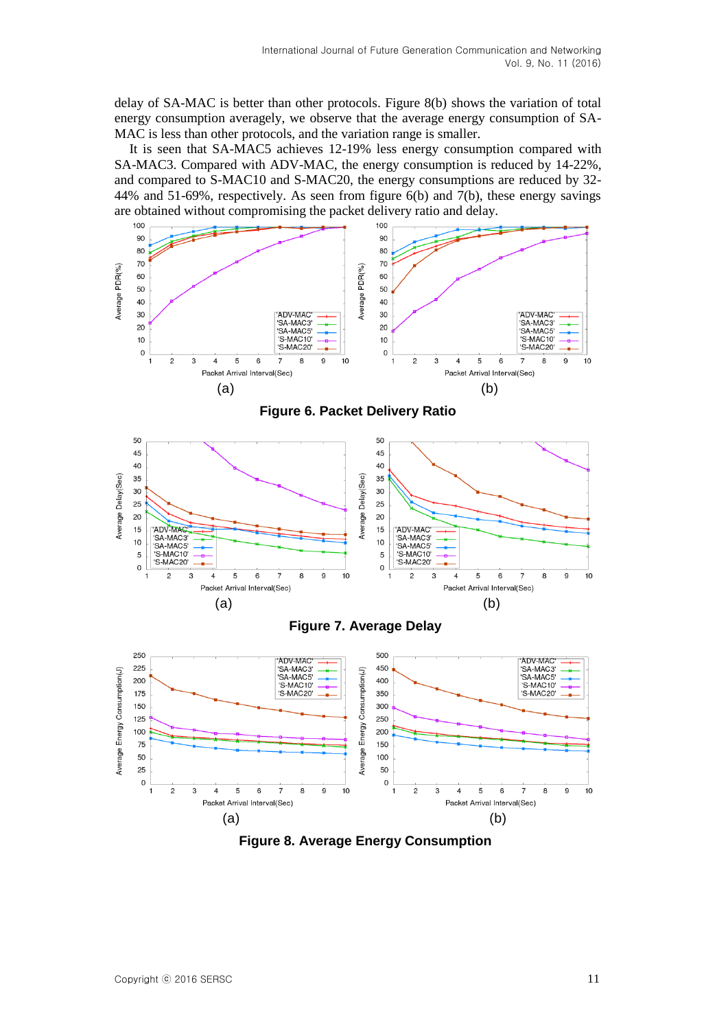delay of SA-MAC is better than other protocols. Figure 8(b) shows the variation of total energy consumption averagely, we observe that the average energy consumption of SA-MAC is less than other protocols, and the variation range is smaller.

It is seen that SA-MAC5 achieves 12-19% less energy consumption compared with SA-MAC3. Compared with ADV-MAC, the energy consumption is reduced by 14-22%, and compared to S-MAC10 and S-MAC20, the energy consumptions are reduced by 32-44% and 51-69%, respectively. As seen from figure 6(b) and 7(b), these energy savings are obtained without compromising the packet delivery ratio and delay.

(a) (b)

**Figure 6. Packet Delivery Ratio**

(a) (b)

**Figure 7. Average Delay**

(a) (b)

**Figure 8. Average Energy Consumption**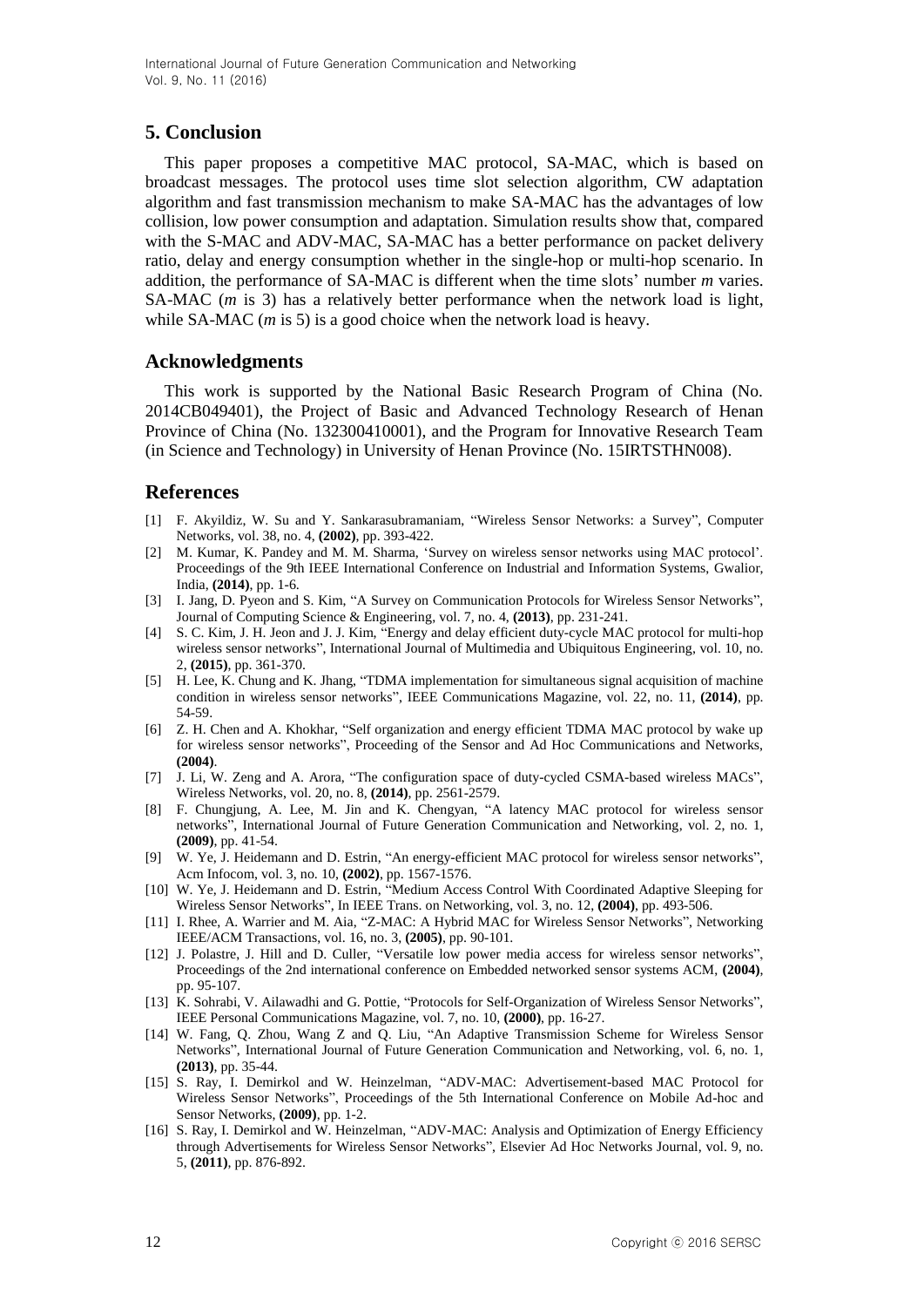## 5. Conclusion

This paper proposes a competitive MAC protocol, SA-MAC, which is based on broadcast messages. The protocol uses time slot selection algorithm, CW adaptation algorithm and fast transmission mechanism to make SA-MAC has the advantages of low collision, low power consumption and adaptation. Simulation results show that, compared with the S-MAC and ADV-MAC, SA-MAC has a better performance on packet delivery ratio, delay and energy consumption whether in the single-hop or multi-hop scenario. In addition, the performance of SA-MAC is different when the time slots' number $m$ varies. SA-MAC ($m$ is 3) has a relatively better performance when the network load is light, while SA-MAC ($m$ is 5) is a good choice when the network load is heavy.

## Acknowledgments

This work is supported by the National Basic Research Program of China (No. 2014CB049401), the Project of Basic and Advanced Technology Research of Henan Province of China (No. 132300410001), and the Program for Innovative Research Team (in Science and Technology) in University of Henan Province (No. 15IRTSTHN008).

## References

[1] F. Akyildiz, W. Su and Y. Sankarasubramaniam, "Wireless Sensor Networks: a Survey", Computer Networks, vol. 38, no. 4, **(2002)**, pp. 393-422.

[2] M. Kumar, K. Pandey and M. M. Sharma, 'Survey on wireless sensor networks using MAC protocol'. Proceedings of the 9th IEEE International Conference on Industrial and Information Systems, Gwalior, India, **(2014)**, pp. 1-6.

[3] I. Jang, D. Pyeon and S. Kim, "A Survey on Communication Protocols for Wireless Sensor Networks", Journal of Computing Science & Engineering, vol. 7, no. 4, **(2013)**, pp. 231-241.

[4] S. C. Kim, J. H. Jeon and J. J. Kim, "Energy and delay efficient duty-cycle MAC protocol for multi-hop wireless sensor networks", International Journal of Multimedia and Ubiquitous Engineering, vol. 10, no. 2, **(2015)**, pp. 361-370.

[5] H. Lee, K. Chung and K. Jhang, "TDMA implementation for simultaneous signal acquisition of machine condition in wireless sensor networks", IEEE Communications Magazine, vol. 22, no. 11, **(2014)**, pp. 54-59.

[6] Z. H. Chen and A. Khokhar, "Self organization and energy efficient TDMA MAC protocol by wake up for wireless sensor networks", Proceeding of the Sensor and Ad Hoc Communications and Networks, **(2004)**.

[7] J. Li, W. Zeng and A. Arora, "The configuration space of duty-cycled CSMA-based wireless MACs", Wireless Networks, vol. 20, no. 8, **(2014)**, pp. 2561-2579.

[8] F. Chungjung, A. Lee, M. Jin and K. Chengyan, "A latency MAC protocol for wireless sensor networks", International Journal of Future Generation Communication and Networking, vol. 2, no. 1, **(2009)**, pp. 41-54.

[9] W. Ye, J. Heidemann and D. Estrin, "An energy-efficient MAC protocol for wireless sensor networks", Acm Infocom, vol. 3, no. 10, **(2002)**, pp. 1567-1576.

[10] W. Ye, J. Heidemann and D. Estrin, "Medium Access Control With Coordinated Adaptive Sleeping for Wireless Sensor Networks", In IEEE Trans. on Networking, vol. 3, no. 12, **(2004)**, pp. 493-506.

[11] I. Rhee, A. Warrier and M. Aia, "Z-MAC: A Hybrid MAC for Wireless Sensor Networks", Networking IEEE/ACM Transactions, vol. 16, no. 3, **(2005)**, pp. 90-101.

[12] J. Polastre, J. Hill and D. Culler, "Versatile low power media access for wireless sensor networks", Proceedings of the 2nd international conference on Embedded networked sensor systems ACM, **(2004)**, pp. 95-107.

[13] K. Sohrabi, V. Ailawadhi and G. Pottie, "Protocols for Self-Organization of Wireless Sensor Networks", IEEE Personal Communications Magazine, vol. 7, no. 10, **(2000)**, pp. 16-27.

[14] W. Fang, Q. Zhou, Wang Z and Q. Liu, "An Adaptive Transmission Scheme for Wireless Sensor Networks", International Journal of Future Generation Communication and Networking, vol. 6, no. 1, **(2013)**, pp. 35-44.

[15] S. Ray, I. Demirkol and W. Heinzelman, "ADV-MAC: Advertisement-based MAC Protocol for Wireless Sensor Networks", Proceedings of the 5th International Conference on Mobile Ad-hoc and Sensor Networks, **(2009)**, pp. 1-2.

[16] S. Ray, I. Demirkol and W. Heinzelman, "ADV-MAC: Analysis and Optimization of Energy Efficiency through Advertisements for Wireless Sensor Networks", Elsevier Ad Hoc Networks Journal, vol. 9, no. 5, **(2011)**, pp. 876-892.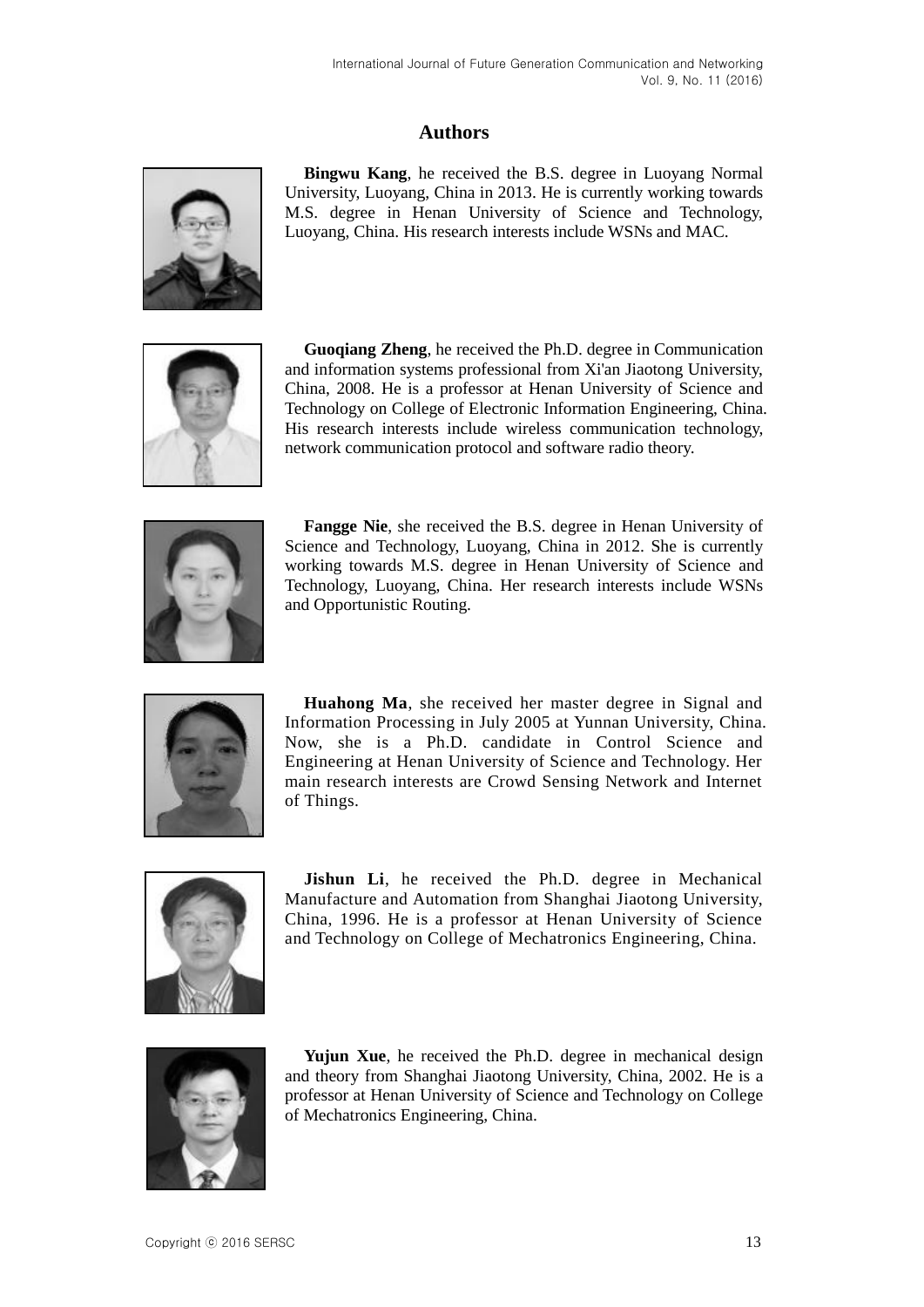# Authors

**Bingwu Kang**, he received the B.S. degree in Luoyang Normal University, Luoyang, China in 2013. He is currently working towards M.S. degree in Henan University of Science and Technology, Luoyang, China. His research interests include WSNs and MAC.

**Guoqiang Zheng**, he received the Ph.D. degree in Communication and information systems professional from Xi'an Jiaotong University, China, 2008. He is a professor at Henan University of Science and Technology on College of Electronic Information Engineering, China. His research interests include wireless communication technology, network communication protocol and software radio theory.

**Fangge Nie**, she received the B.S. degree in Henan University of Science and Technology, Luoyang, China in 2012. She is currently working towards M.S. degree in Henan University of Science and Technology, Luoyang, China. Her research interests include WSNs and Opportunistic Routing.

**Huahong Ma**, she received her master degree in Signal and Information Processing in July 2005 at Yunnan University, China. Now, she is a Ph.D. candidate in Control Science and Engineering at Henan University of Science and Technology. Her main research interests are Crowd Sensing Network and Internet of Things.

**Jishun Li**, he received the Ph.D. degree in Mechanical Manufacture and Automation from Shanghai Jiaotong University, China, 1996. He is a professor at Henan University of Science and Technology on College of Mechatronics Engineering, China.

**Yujun Xue**, he received the Ph.D. degree in mechanical design and theory from Shanghai Jiaotong University, China, 2002. He is a professor at Henan University of Science and Technology on College of Mechatronics Engineering, China.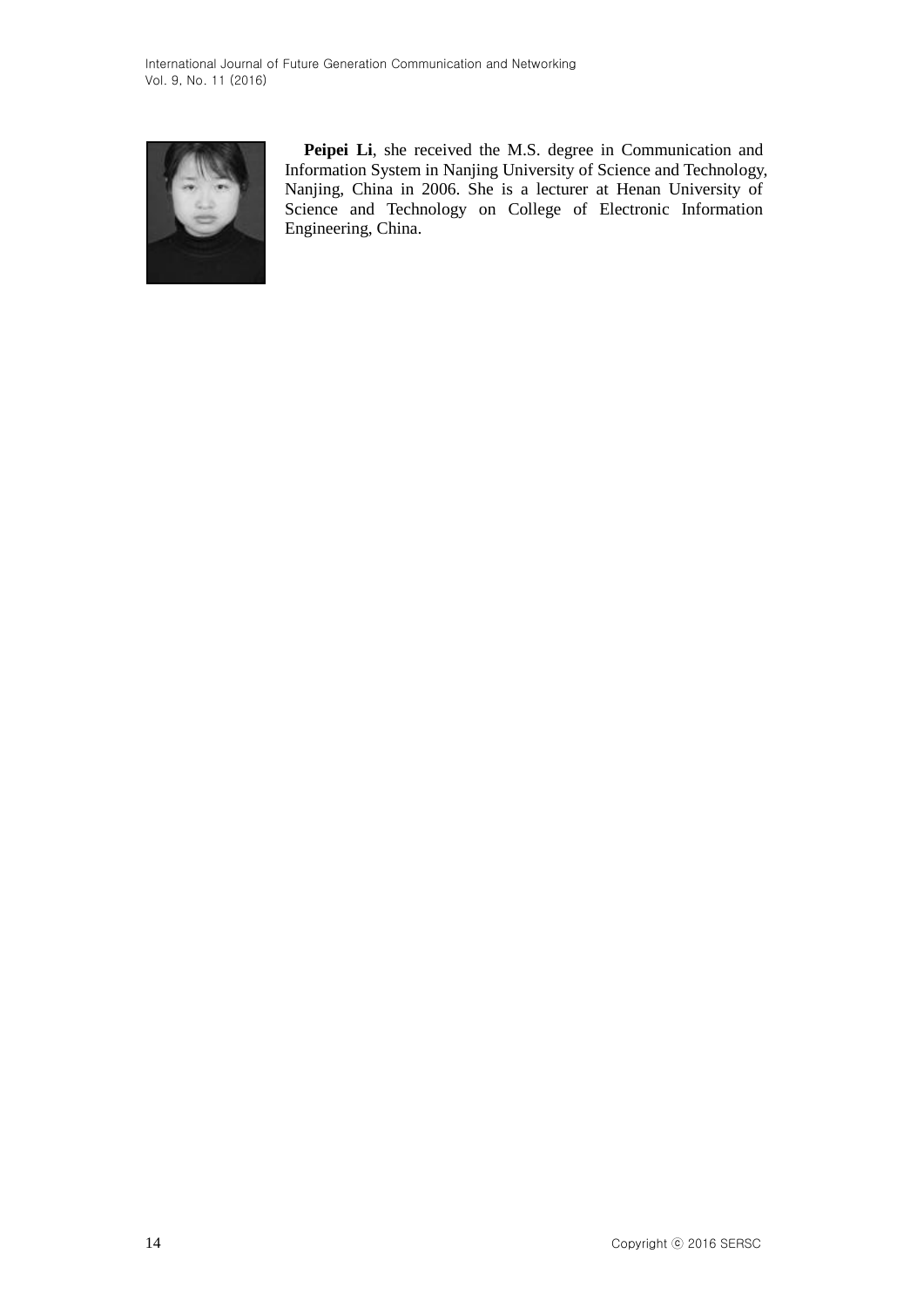**Peipei Li**, she received the M.S. degree in Communication and Information System in Nanjing University of Science and Technology, Nanjing, China in 2006. She is a lecturer at Henan University of Science and Technology on College of Electronic Information Engineering, China.